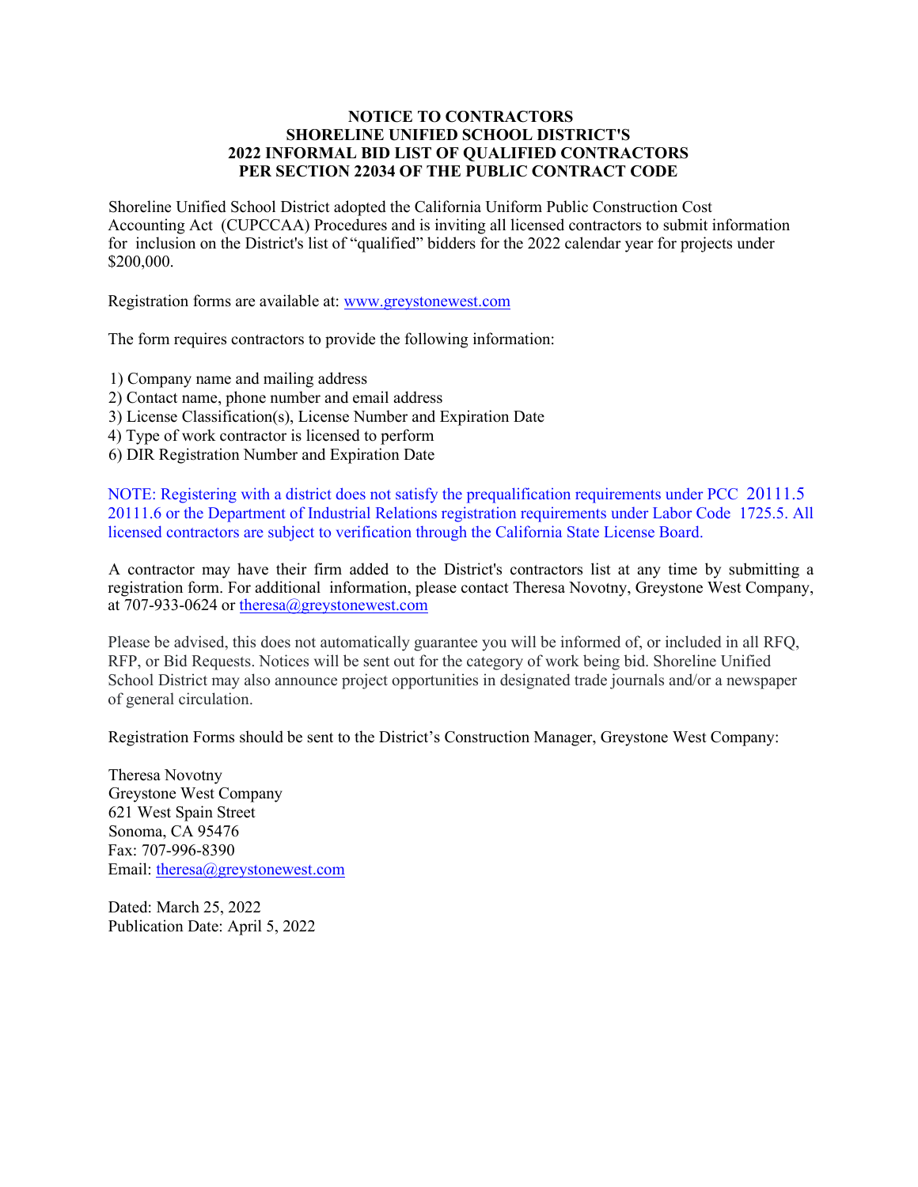# NOTICE TO CONTRACTORS
# SHORELINE UNIFIED SCHOOL DISTRICT'S
# 2022 INFORMAL BID LIST OF QUALIFIED CONTRACTORS
# PER SECTION 22034 OF THE PUBLIC CONTRACT CODE

Shoreline Unified School District adopted the California Uniform Public Construction Cost Accounting Act (CUPCCAA) Procedures and is inviting all licensed contractors to submit information for inclusion on the District's list of "qualified" bidders for the 2022 calendar year for projects under $200,000.

Registration forms are available at: [www.greystonewest.com](http://www.greystonewest.com)

The form requires contractors to provide the following information:

1) Company name and mailing address
2) Contact name, phone number and email address
3) License Classification(s), License Number and Expiration Date
4) Type of work contractor is licensed to perform
6) DIR Registration Number and Expiration Date

NOTE: Registering with a district does not satisfy the prequalification requirements under PCC 20111.5 20111.6 or the Department of Industrial Relations registration requirements under Labor Code 1725.5. All licensed contractors are subject to verification through the California State License Board.

A contractor may have their firm added to the District's contractors list at any time by submitting a registration form. For additional information, please contact Theresa Novotny, Greystone West Company, at 707-933-0624 or [theresa@greystonewest.com](mailto:theresa@greystonewest.com)

Please be advised, this does not automatically guarantee you will be informed of, or included in all RFQ, RFP, or Bid Requests. Notices will be sent out for the category of work being bid. Shoreline Unified School District may also announce project opportunities in designated trade journals and/or a newspaper of general circulation.

Registration Forms should be sent to the District's Construction Manager, Greystone West Company:

Theresa Novotny
Greystone West Company
621 West Spain Street
Sonoma, CA 95476
Fax: 707-996-8390
Email: [theresa@greystonewest.com](mailto:theresa@greystonewest.com)

Dated: March 25, 2022
Publication Date: April 5, 2022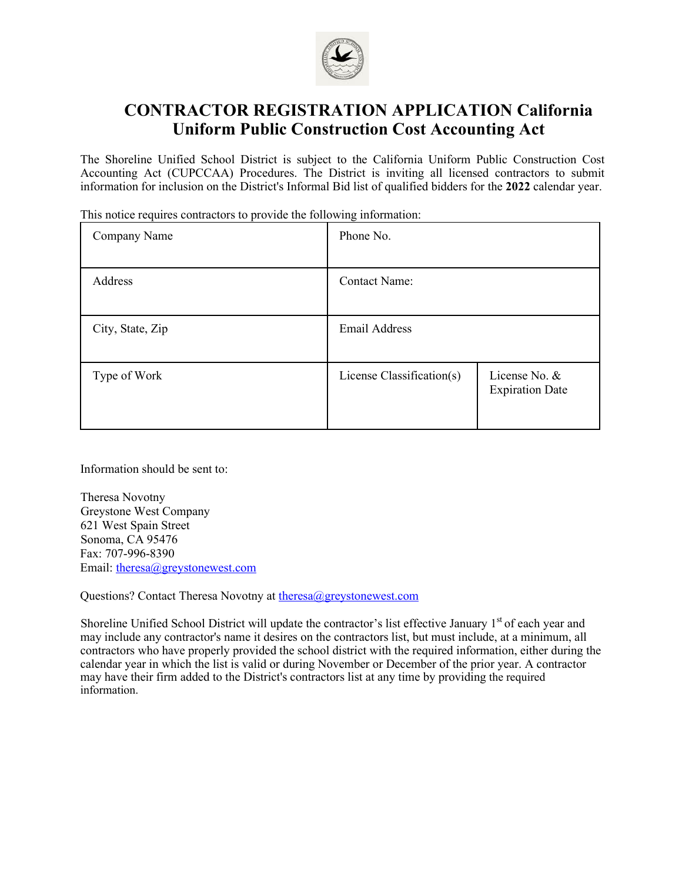# CONTRACTOR REGISTRATION APPLICATION California Uniform Public Construction Cost Accounting Act

The Shoreline Unified School District is subject to the California Uniform Public Construction Cost Accounting Act (CUPCCAA) Procedures. The District is inviting all licensed contractors to submit information for inclusion on the District's Informal Bid list of qualified bidders for the **2022** calendar year.

This notice requires contractors to provide the following information:

| | | |
|---|---|---|
| Company Name | Phone No. | |
| Address | Contact Name: | |
| City, State, Zip | Email Address | |
| Type of Work | License Classification(s) | License No. & Expiration Date |

Information should be sent to:

Theresa Novotny
Greystone West Company
621 West Spain Street
Sonoma, CA 95476
Fax: 707-996-8390
Email: theresa@greystonewest.com

Questions? Contact Theresa Novotny at theresa@greystonewest.com

Shoreline Unified School District will update the contractor's list effective January 1st of each year and may include any contractor's name it desires on the contractors list, but must include, at a minimum, all contractors who have properly provided the school district with the required information, either during the calendar year in which the list is valid or during November or December of the prior year. A contractor may have their firm added to the District's contractors list at any time by providing the required information.